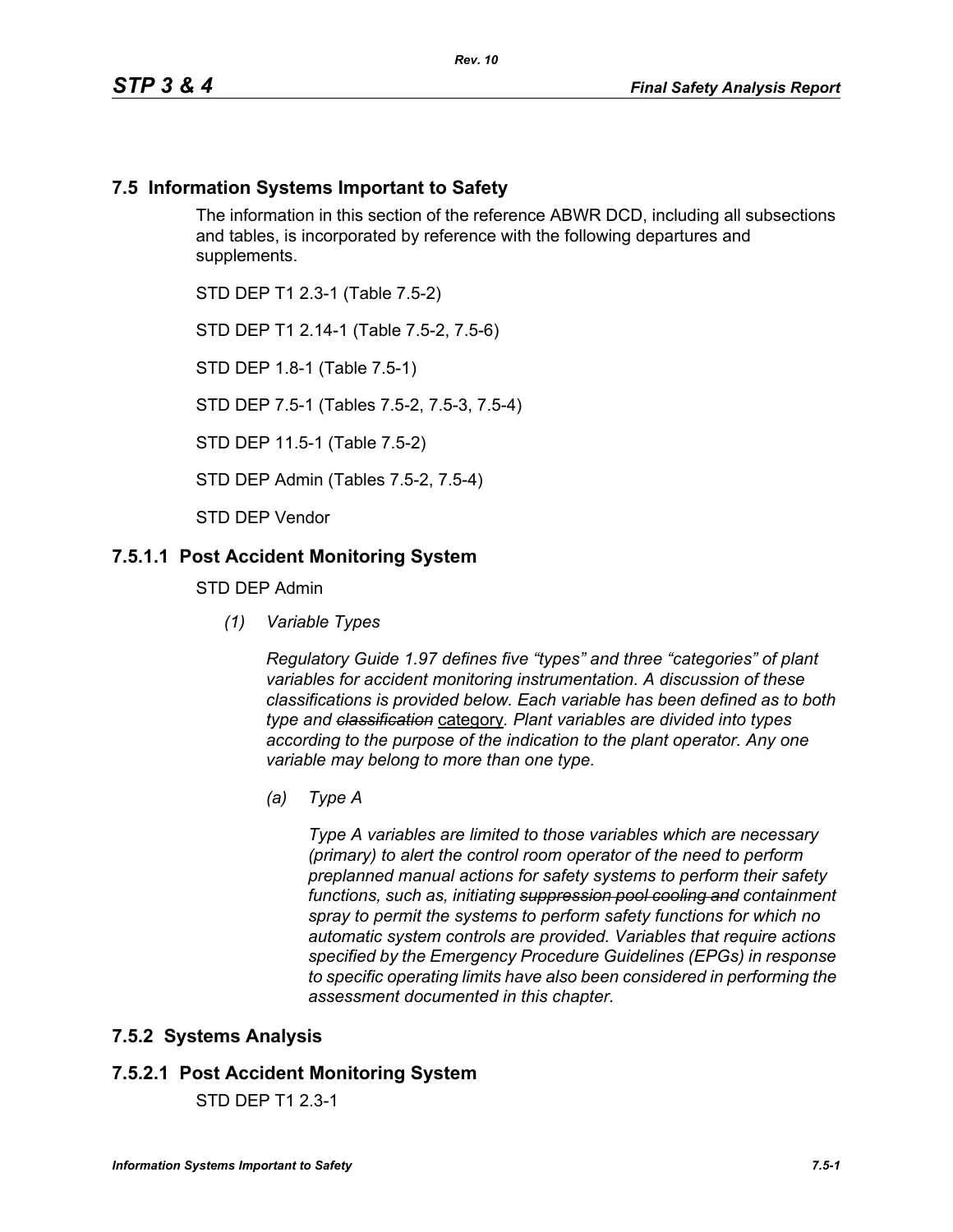## 7.5 Information Systems Important to Safety

The information in this section of the reference ABWR DCD, including all subsections and tables, is incorporated by reference with the following departures and supplements.

STD DEP T1 2.3-1 (Table 7.5-2)

STD DEP T1 2.14-1 (Table 7.5-2, 7.5-6)

STD DEP 1.8-1 (Table 7.5-1)

STD DEP 7.5-1 (Tables 7.5-2, 7.5-3, 7.5-4)

STD DEP 11.5-1 (Table 7.5-2)

STD DEP Admin (Tables 7.5-2, 7.5-4)

STD DEP Vendor

### 7.5.1.1 Post Accident Monitoring System

STD DEP Admin

*(1) Variable Types*

*Regulatory Guide 1.97 defines five "types" and three "categories" of plant variables for accident monitoring instrumentation. A discussion of these classifications is provided below. Each variable has been defined as to both type and ~~classification~~* category*. Plant variables are divided into types according to the purpose of the indication to the plant operator. Any one variable may belong to more than one type.*

*(a) Type A*

*Type A variables are limited to those variables which are necessary (primary) to alert the control room operator of the need to perform preplanned manual actions for safety systems to perform their safety functions, such as, initiating ~~suppression pool cooling and~~ containment spray to permit the systems to perform safety functions for which no automatic system controls are provided. Variables that require actions specified by the Emergency Procedure Guidelines (EPGs) in response to specific operating limits have also been considered in performing the assessment documented in this chapter.*

## 7.5.2 Systems Analysis

### 7.5.2.1 Post Accident Monitoring System

STD DEP T1 2.3-1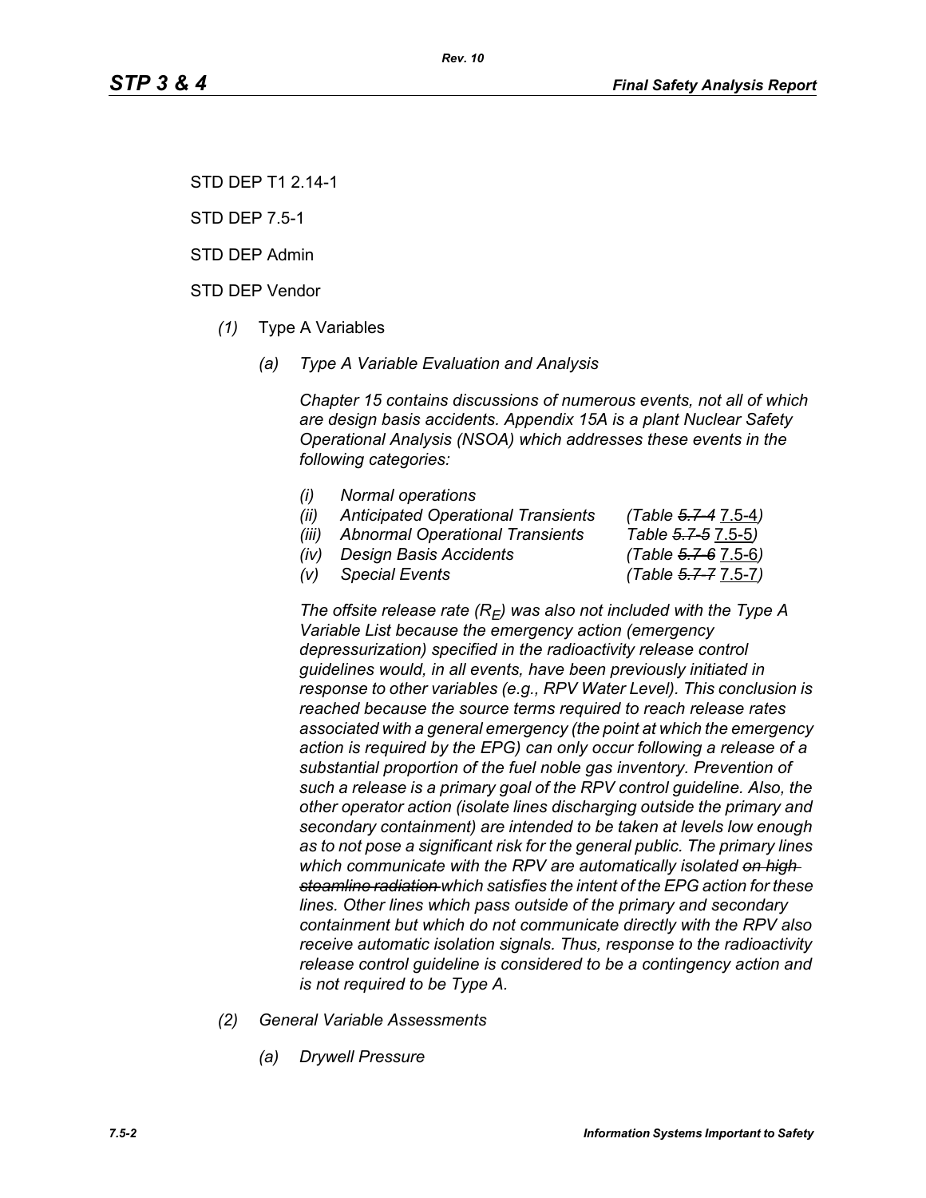STD DEP T1 2.14-1

STD DEP 7.5-1

STD DEP Admin

STD DEP Vendor

*(1)* Type A Variables

*(a)* *Type A Variable Evaluation and Analysis*

*Chapter 15 contains discussions of numerous events, not all of which are design basis accidents. Appendix 15A is a plant Nuclear Safety Operational Analysis (NSOA) which addresses these events in the following categories:*

| | | |
|---|---|---|
| *(i)* | *Normal operations* | |
| *(ii)* | *Anticipated Operational Transients* | *(Table ~~5.7-4~~ 7.5-4)* |
| *(iii)* | *Abnormal Operational Transients* | *Table ~~5.7-5~~ 7.5-5)* |
| *(iv)* | *Design Basis Accidents* | *(Table ~~5.7-6~~ 7.5-6)* |
| *(v)* | *Special Events* | *(Table ~~5.7-7~~ 7.5-7)* |

*The offsite release rate ($R_E$) was also not included with the Type A Variable List because the emergency action (emergency depressurization) specified in the radioactivity release control guidelines would, in all events, have been previously initiated in response to other variables (e.g., RPV Water Level). This conclusion is reached because the source terms required to reach release rates associated with a general emergency (the point at which the emergency action is required by the EPG) can only occur following a release of a substantial proportion of the fuel noble gas inventory. Prevention of such a release is a primary goal of the RPV control guideline. Also, the other operator action (isolate lines discharging outside the primary and secondary containment) are intended to be taken at levels low enough as to not pose a significant risk for the general public. The primary lines which communicate with the RPV are automatically isolated ~~on high steamline radiation~~ which satisfies the intent of the EPG action for these lines. Other lines which pass outside of the primary and secondary containment but which do not communicate directly with the RPV also receive automatic isolation signals. Thus, response to the radioactivity release control guideline is considered to be a contingency action and is not required to be Type A.*

*(2)* *General Variable Assessments*

*(a)* *Drywell Pressure*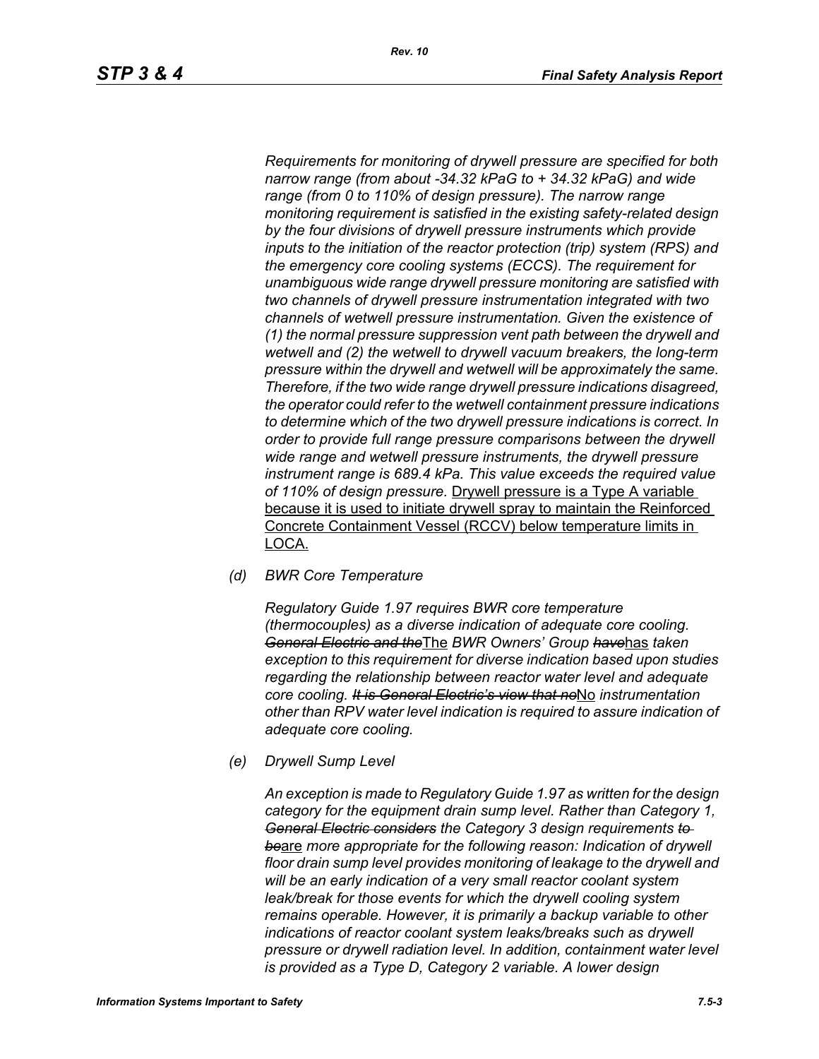*Requirements for monitoring of drywell pressure are specified for both narrow range (from about -34.32 kPaG to + 34.32 kPaG) and wide range (from 0 to 110% of design pressure). The narrow range monitoring requirement is satisfied in the existing safety-related design by the four divisions of drywell pressure instruments which provide inputs to the initiation of the reactor protection (trip) system (RPS) and the emergency core cooling systems (ECCS). The requirement for unambiguous wide range drywell pressure monitoring are satisfied with two channels of drywell pressure instrumentation integrated with two channels of wetwell pressure instrumentation. Given the existence of (1) the normal pressure suppression vent path between the drywell and wetwell and (2) the wetwell to drywell vacuum breakers, the long-term pressure within the drywell and wetwell will be approximately the same. Therefore, if the two wide range drywell pressure indications disagreed, the operator could refer to the wetwell containment pressure indications to determine which of the two drywell pressure indications is correct. In order to provide full range pressure comparisons between the drywell wide range and wetwell pressure instruments, the drywell pressure instrument range is 689.4 kPa. This value exceeds the required value of 110% of design pressure.* <u>Drywell pressure is a Type A variable because it is used to initiate drywell spray to maintain the Reinforced Concrete Containment Vessel (RCCV) below temperature limits in LOCA.</u>

*(d) BWR Core Temperature*

*Regulatory Guide 1.97 requires BWR core temperature (thermocouples) as a diverse indication of adequate core cooling. ~~General Electric and the~~*<u>The</u> *BWR Owners' Group ~~have~~*<u>has</u> *taken exception to this requirement for diverse indication based upon studies regarding the relationship between reactor water level and adequate core cooling. ~~It is General Electric's view that no~~*<u>No</u> *instrumentation other than RPV water level indication is required to assure indication of adequate core cooling.*

*(e) Drywell Sump Level*

*An exception is made to Regulatory Guide 1.97 as written for the design category for the equipment drain sump level. Rather than Category 1, ~~General Electric considers~~ the Category 3 design requirements ~~to be~~*<u>are</u> *more appropriate for the following reason: Indication of drywell floor drain sump level provides monitoring of leakage to the drywell and will be an early indication of a very small reactor coolant system leak/break for those events for which the drywell cooling system remains operable. However, it is primarily a backup variable to other indications of reactor coolant system leaks/breaks such as drywell pressure or drywell radiation level. In addition, containment water level is provided as a Type D, Category 2 variable. A lower design*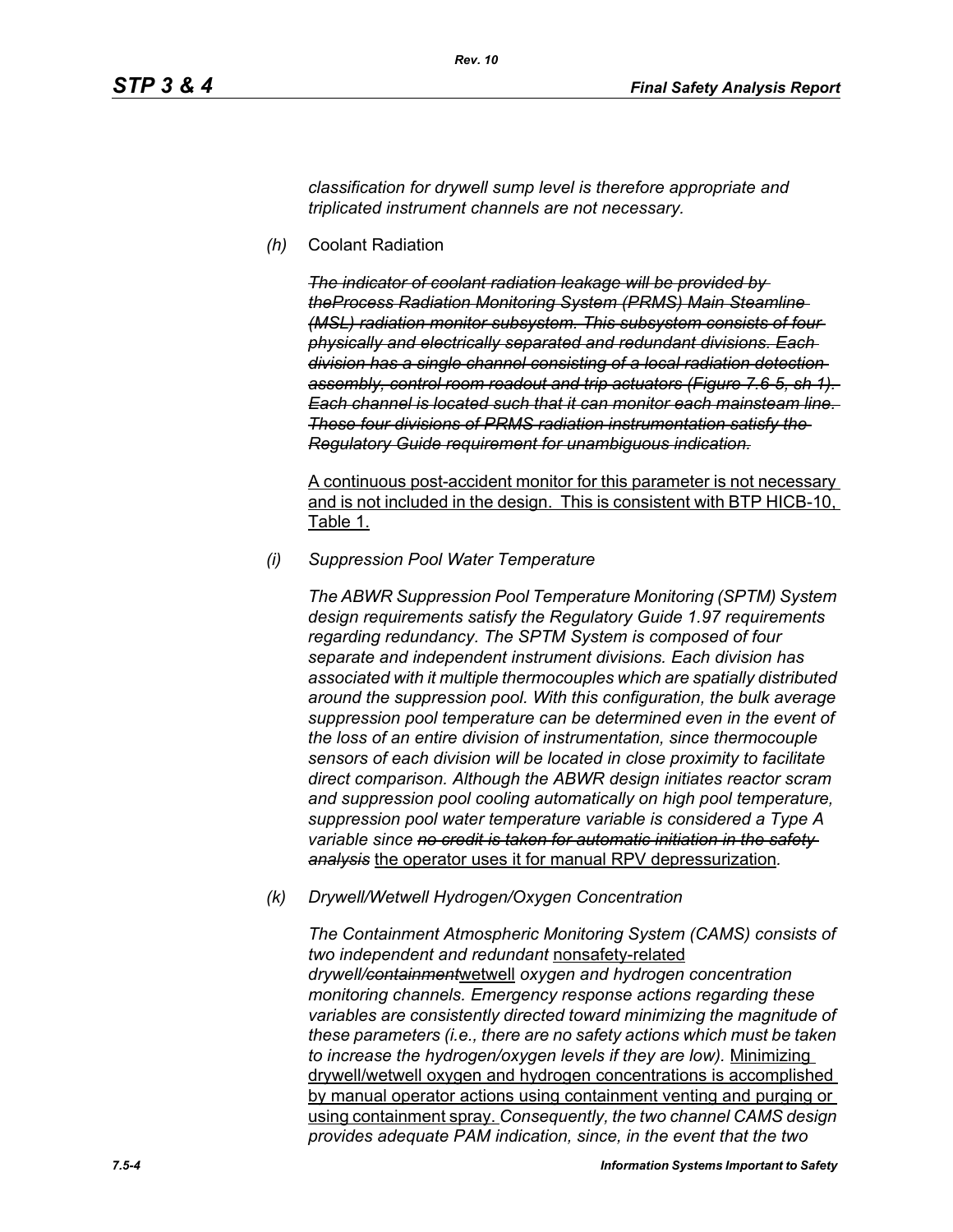*classification for drywell sump level is therefore appropriate and triplicated instrument channels are not necessary.*

*(h)* Coolant Radiation

~~*The indicator of coolant radiation leakage will be provided by theProcess Radiation Monitoring System (PRMS) Main Steamline (MSL) radiation monitor subsystem. This subsystem consists of four physically and electrically separated and redundant divisions. Each division has a single channel consisting of a local radiation detection assembly, control room readout and trip actuators (Figure 7.6-5, sh 1). Each channel is located such that it can monitor each mainsteam line. These four divisions of PRMS radiation instrumentation satisfy the Regulatory Guide requirement for unambiguous indication.*~~

<u>A continuous post-accident monitor for this parameter is not necessary and is not included in the design. This is consistent with BTP HICB-10, Table 1.</u>

*(i) Suppression Pool Water Temperature*

*The ABWR Suppression Pool Temperature Monitoring (SPTM) System design requirements satisfy the Regulatory Guide 1.97 requirements regarding redundancy. The SPTM System is composed of four separate and independent instrument divisions. Each division has associated with it multiple thermocouples which are spatially distributed around the suppression pool. With this configuration, the bulk average suppression pool temperature can be determined even in the event of the loss of an entire division of instrumentation, since thermocouple sensors of each division will be located in close proximity to facilitate direct comparison. Although the ABWR design initiates reactor scram and suppression pool cooling automatically on high pool temperature, suppression pool water temperature variable is considered a Type A variable since* ~~*no credit is taken for automatic initiation in the safety analysis*~~ <u>the operator uses it for manual RPV depressurization</u>*.*

*(k) Drywell/Wetwell Hydrogen/Oxygen Concentration*

*The Containment Atmospheric Monitoring System (CAMS) consists of two independent and redundant* <u>nonsafety-related</u> *drywell/*~~*containment*~~<u>wetwell</u> *oxygen and hydrogen concentration monitoring channels. Emergency response actions regarding these variables are consistently directed toward minimizing the magnitude of these parameters (i.e., there are no safety actions which must be taken to increase the hydrogen/oxygen levels if they are low).* <u>Minimizing drywell/wetwell oxygen and hydrogen concentrations is accomplished by manual operator actions using containment venting and purging or using containment spray.</u> *Consequently, the two channel CAMS design provides adequate PAM indication, since, in the event that the two*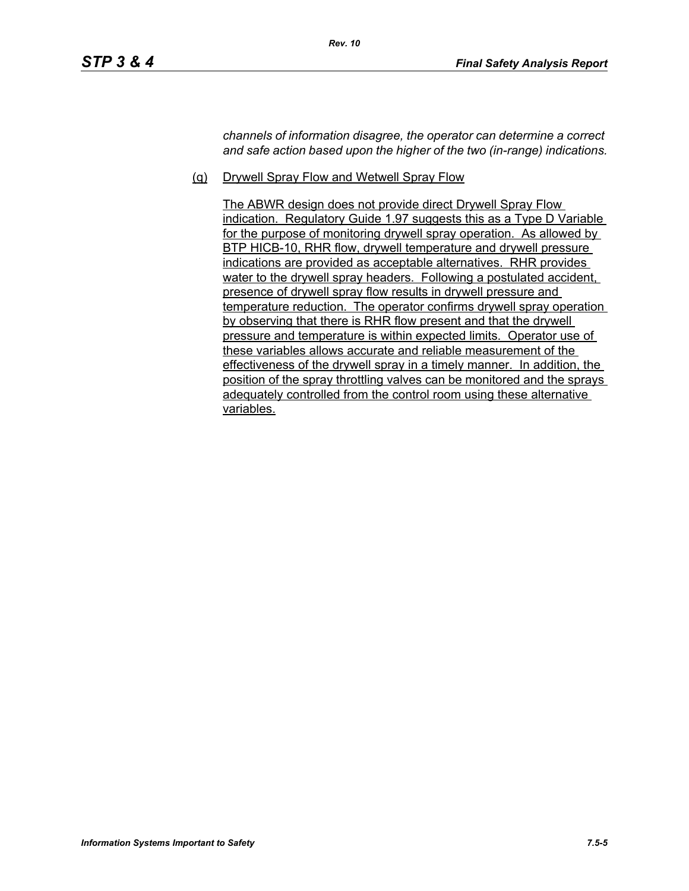*channels of information disagree, the operator can determine a correct and safe action based upon the higher of the two (in-range) indications.*

(q) Drywell Spray Flow and Wetwell Spray Flow

The ABWR design does not provide direct Drywell Spray Flow indication. Regulatory Guide 1.97 suggests this as a Type D Variable for the purpose of monitoring drywell spray operation. As allowed by BTP HICB-10, RHR flow, drywell temperature and drywell pressure indications are provided as acceptable alternatives. RHR provides water to the drywell spray headers. Following a postulated accident, presence of drywell spray flow results in drywell pressure and temperature reduction. The operator confirms drywell spray operation by observing that there is RHR flow present and that the drywell pressure and temperature is within expected limits. Operator use of these variables allows accurate and reliable measurement of the effectiveness of the drywell spray in a timely manner. In addition, the position of the spray throttling valves can be monitored and the sprays adequately controlled from the control room using these alternative variables.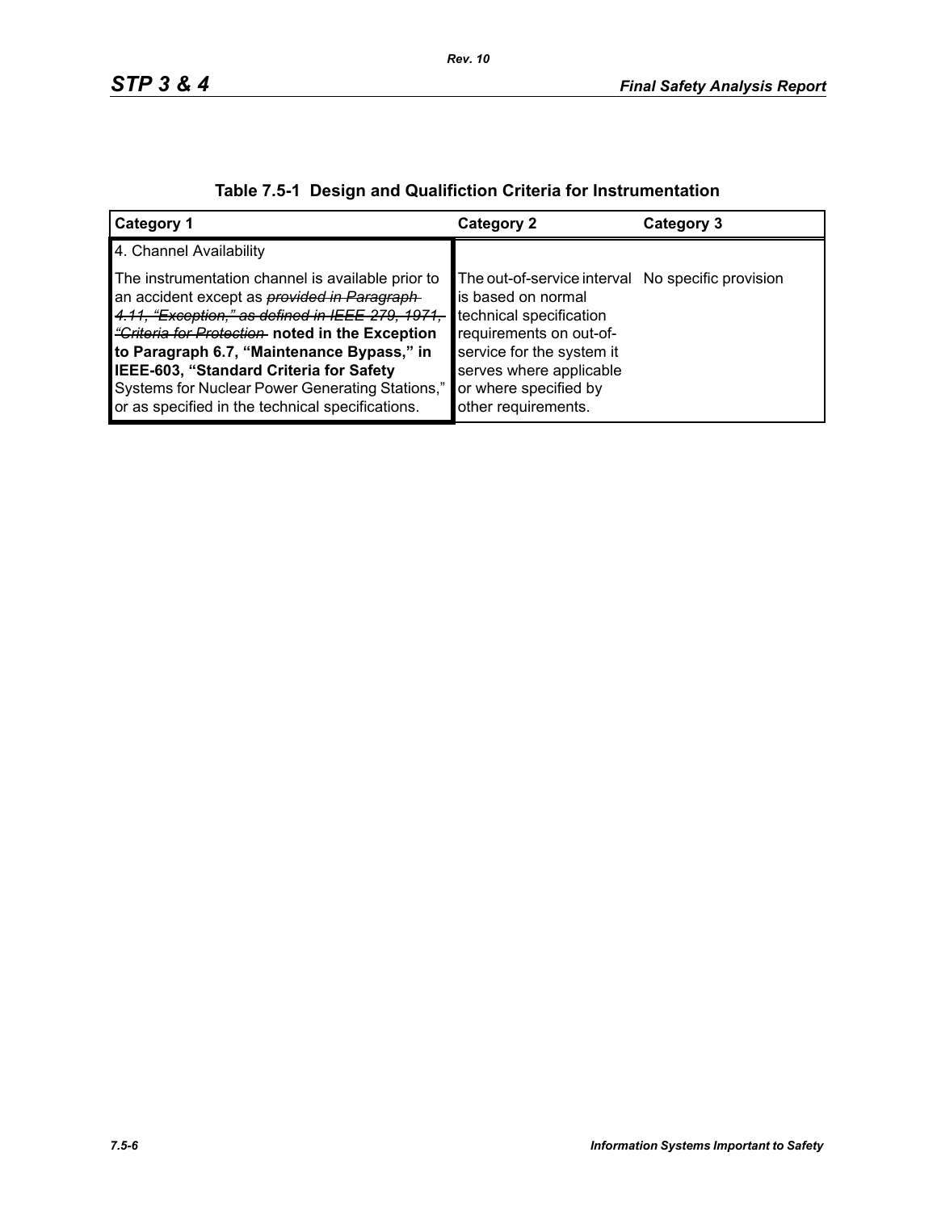**Table 7.5-1 Design and Qualifiction Criteria for Instrumentation**

| Category 1 | Category 2 | Category 3 |
|---|---|---|
| 4. Channel Availability<br><br>The instrumentation channel is available prior to an accident except as ~~*provided in Paragraph 4.11, "Exception," as defined in IEEE 279, 1971, "Criteria for Protection*~~ **noted in the Exception to Paragraph 6.7, "Maintenance Bypass," in IEEE-603, "Standard Criteria for Safety** Systems for Nuclear Power Generating Stations," or as specified in the technical specifications. | The out-of-service interval is based on normal technical specification requirements on out-of-service for the system it serves where applicable or where specified by other requirements. | No specific provision |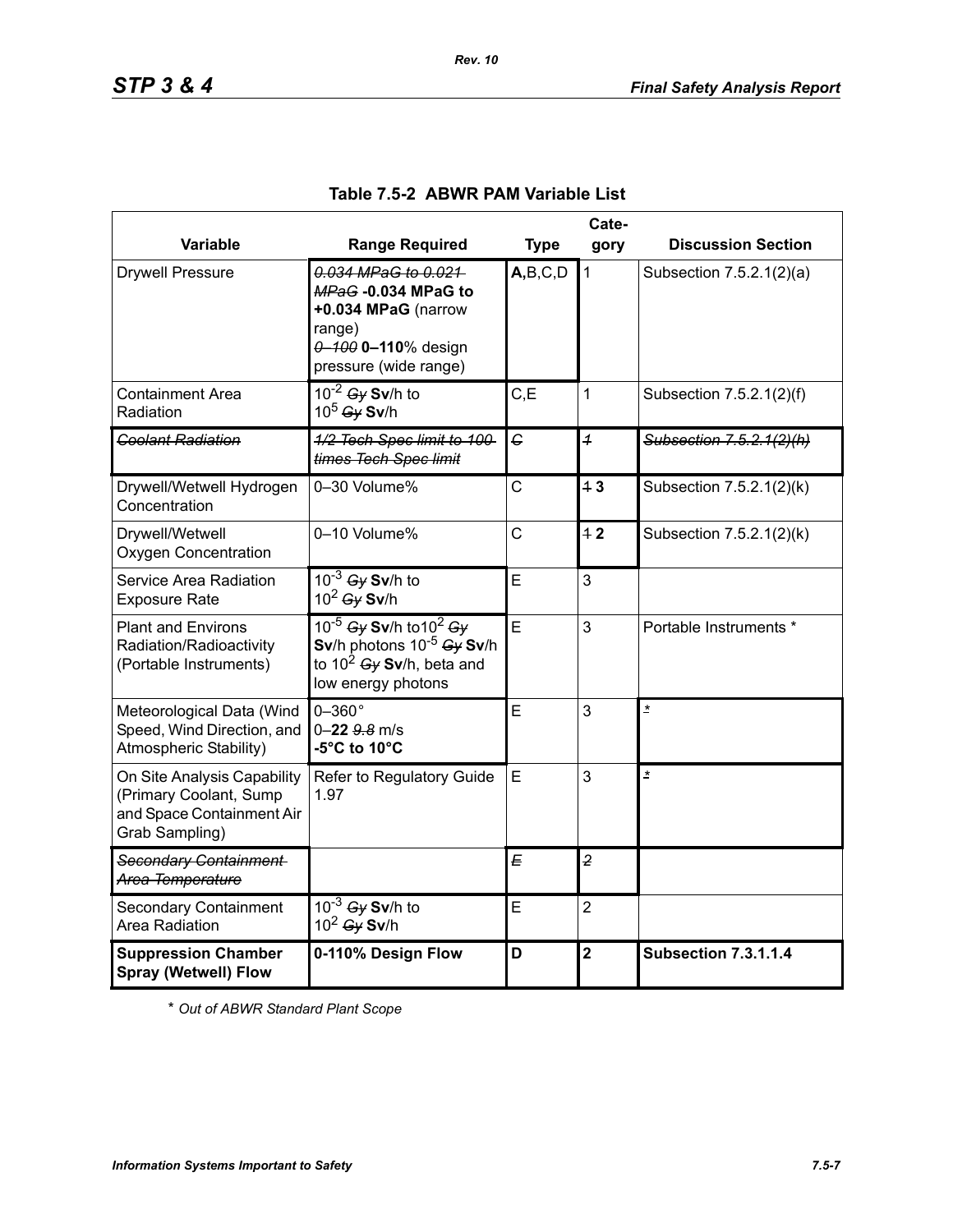# Table 7.5-2 ABWR PAM Variable List

| Variable | Range Required | Type | Category | Discussion Section |
|---|---|---|---|---|
| Drywell Pressure | ~~0.034 MPaG to 0.021 MPaG~~ **-0.034 MPaG to +0.034 MPaG** (narrow range) ~~0–100~~ **0–110**% design pressure (wide range) | **A,**B,C,D | 1 | Subsection 7.5.2.1(2)(a) |
| Containment Area Radiation | $10^{-2}$ ~~Gy~~ **Sv**/h to $10^{5}$ ~~Gy~~ **Sv**/h | C,E | 1 | Subsection 7.5.2.1(2)(f) |
| ~~Coolant Radiation~~ | ~~1/2 Tech Spec limit to 100 times Tech Spec limit~~ | ~~C~~ | ~~1~~ | ~~Subsection 7.5.2.1(2)(h)~~ |
| Drywell/Wetwell Hydrogen Concentration | 0–30 Volume% | C | ~~1~~ **3** | Subsection 7.5.2.1(2)(k) |
| Drywell/Wetwell Oxygen Concentration | 0–10 Volume% | C | ~~1~~ **2** | Subsection 7.5.2.1(2)(k) |
| Service Area Radiation Exposure Rate | $10^{-3}$ ~~Gy~~ **Sv**/h to $10^{2}$ ~~Gy~~ **Sv**/h | E | 3 | |
| Plant and Environs Radiation/Radioactivity (Portable Instruments) | $10^{-5}$ ~~Gy~~ **Sv**/h to $10^{2}$ ~~Gy~~ **Sv**/h photons $10^{-5}$ ~~Gy~~ **Sv**/h to $10^{2}$ ~~Gy~~ **Sv**/h, beta and low energy photons | E | 3 | Portable Instruments * |
| Meteorological Data (Wind Speed, Wind Direction, and Atmospheric Stability) | 0–360° 0–**22** ~~9.8~~ m/s **-5°C to 10°C** | E | 3 | * |
| On Site Analysis Capability (Primary Coolant, Sump and Space Containment Air Grab Sampling) | Refer to Regulatory Guide 1.97 | E | 3 | * |
| ~~Secondary Containment Area Temperature~~ | | ~~E~~ | ~~2~~ | |
| Secondary Containment Area Radiation | $10^{-3}$ ~~Gy~~ **Sv**/h to $10^{2}$ ~~Gy~~ **Sv**/h | E | 2 | |
| **Suppression Chamber Spray (Wetwell) Flow** | **0-110% Design Flow** | **D** | **2** | **Subsection 7.3.1.1.4** |

\* *Out of ABWR Standard Plant Scope*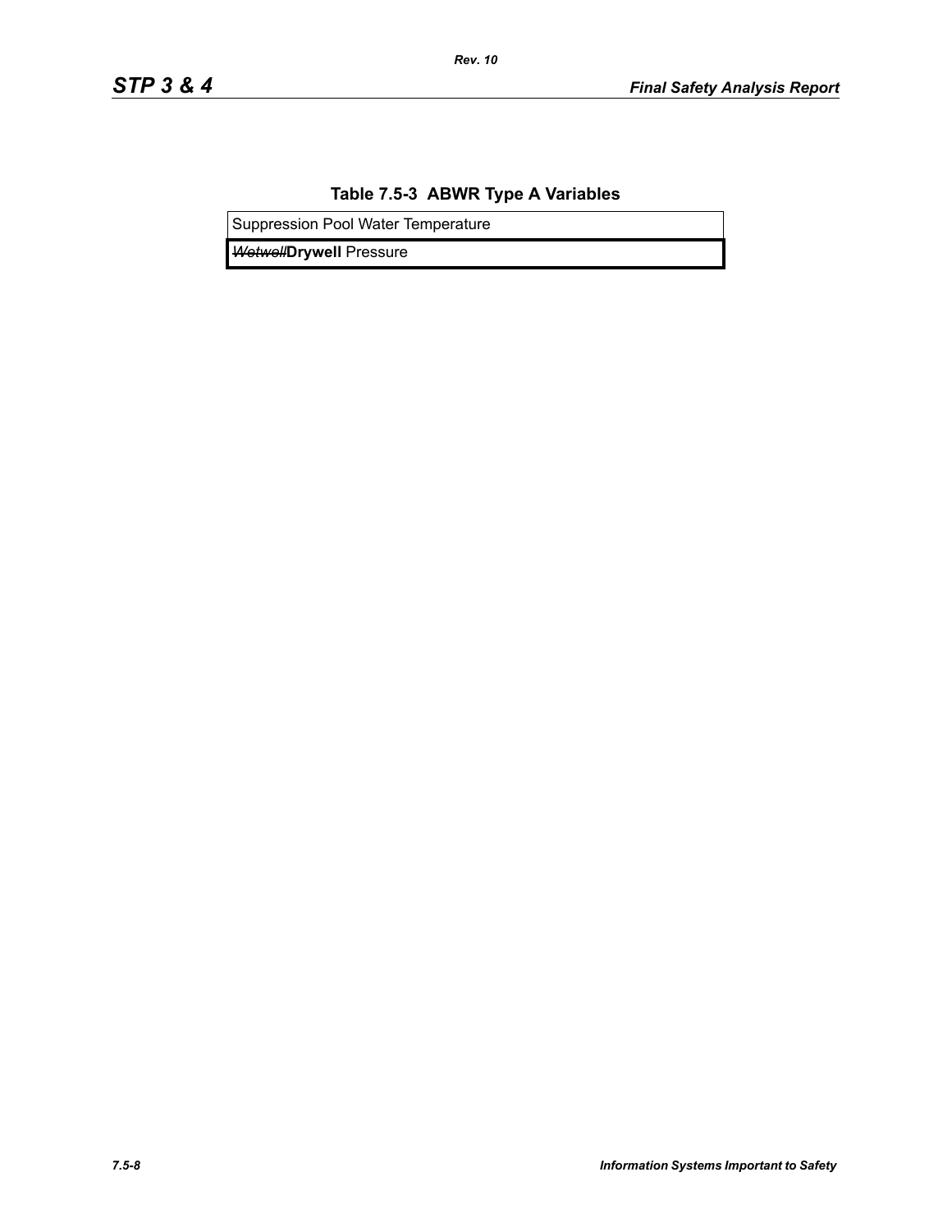**Table 7.5-3 ABWR Type A Variables**

| Suppression Pool Water Temperature |
|---|
| ~~Wetwell~~**Drywell** Pressure |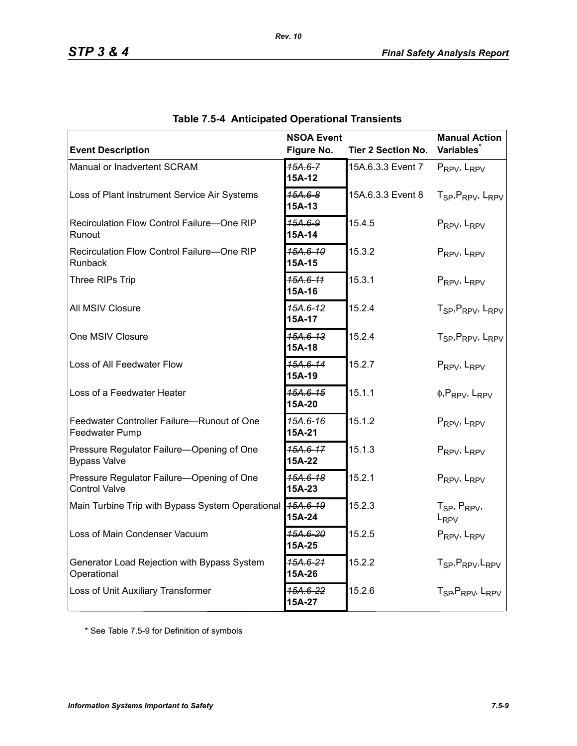**Table 7.5-4 Anticipated Operational Transients**

| Event Description | NSOA Event Figure No. | Tier 2 Section No. | Manual Action Variables* |
|---|---|---|---|
| Manual or Inadvertent SCRAM | ~~15A.6-7~~ **15A-12** | 15A.6.3.3 Event 7 | $P_{RPV}$, $L_{RPV}$ |
| Loss of Plant Instrument Service Air Systems | ~~15A.6-8~~ **15A-13** | 15A.6.3.3 Event 8 | $T_{SP}$,$P_{RPV}$, $L_{RPV}$ |
| Recirculation Flow Control Failure—One RIP Runout | ~~15A.6-9~~ **15A-14** | 15.4.5 | $P_{RPV}$, $L_{RPV}$ |
| Recirculation Flow Control Failure—One RIP Runback | ~~15A.6-10~~ **15A-15** | 15.3.2 | $P_{RPV}$, $L_{RPV}$ |
| Three RIPs Trip | ~~15A.6-11~~ **15A-16** | 15.3.1 | $P_{RPV}$, $L_{RPV}$ |
| All MSIV Closure | ~~15A.6-12~~ **15A-17** | 15.2.4 | $T_{SP}$,$P_{RPV}$, $L_{RPV}$ |
| One MSIV Closure | ~~15A.6-13~~ **15A-18** | 15.2.4 | $T_{SP}$,$P_{RPV}$, $L_{RPV}$ |
| Loss of All Feedwater Flow | ~~15A.6-14~~ **15A-19** | 15.2.7 | $P_{RPV}$, $L_{RPV}$ |
| Loss of a Feedwater Heater | ~~15A.6-15~~ **15A-20** | 15.1.1 | $\phi$,$P_{RPV}$, $L_{RPV}$ |
| Feedwater Controller Failure—Runout of One Feedwater Pump | ~~15A.6-16~~ **15A-21** | 15.1.2 | $P_{RPV}$, $L_{RPV}$ |
| Pressure Regulator Failure—Opening of One Bypass Valve | ~~15A.6-17~~ **15A-22** | 15.1.3 | $P_{RPV}$, $L_{RPV}$ |
| Pressure Regulator Failure—Opening of One Control Valve | ~~15A.6-18~~ **15A-23** | 15.2.1 | $P_{RPV}$, $L_{RPV}$ |
| Main Turbine Trip with Bypass System Operational | ~~15A.6-19~~ **15A-24** | 15.2.3 | $T_{SP}$, $P_{RPV}$, $L_{RPV}$ |
| Loss of Main Condenser Vacuum | ~~15A.6-20~~ **15A-25** | 15.2.5 | $P_{RPV}$, $L_{RPV}$ |
| Generator Load Rejection with Bypass System Operational | ~~15A.6-21~~ **15A-26** | 15.2.2 | $T_{SP}$,$P_{RPV}$,$L_{RPV}$ |
| Loss of Unit Auxiliary Transformer | ~~15A.6-22~~ **15A-27** | 15.2.6 | $T_{SP}$,$P_{RPV}$, $L_{RPV}$ |

\* See Table 7.5-9 for Definition of symbols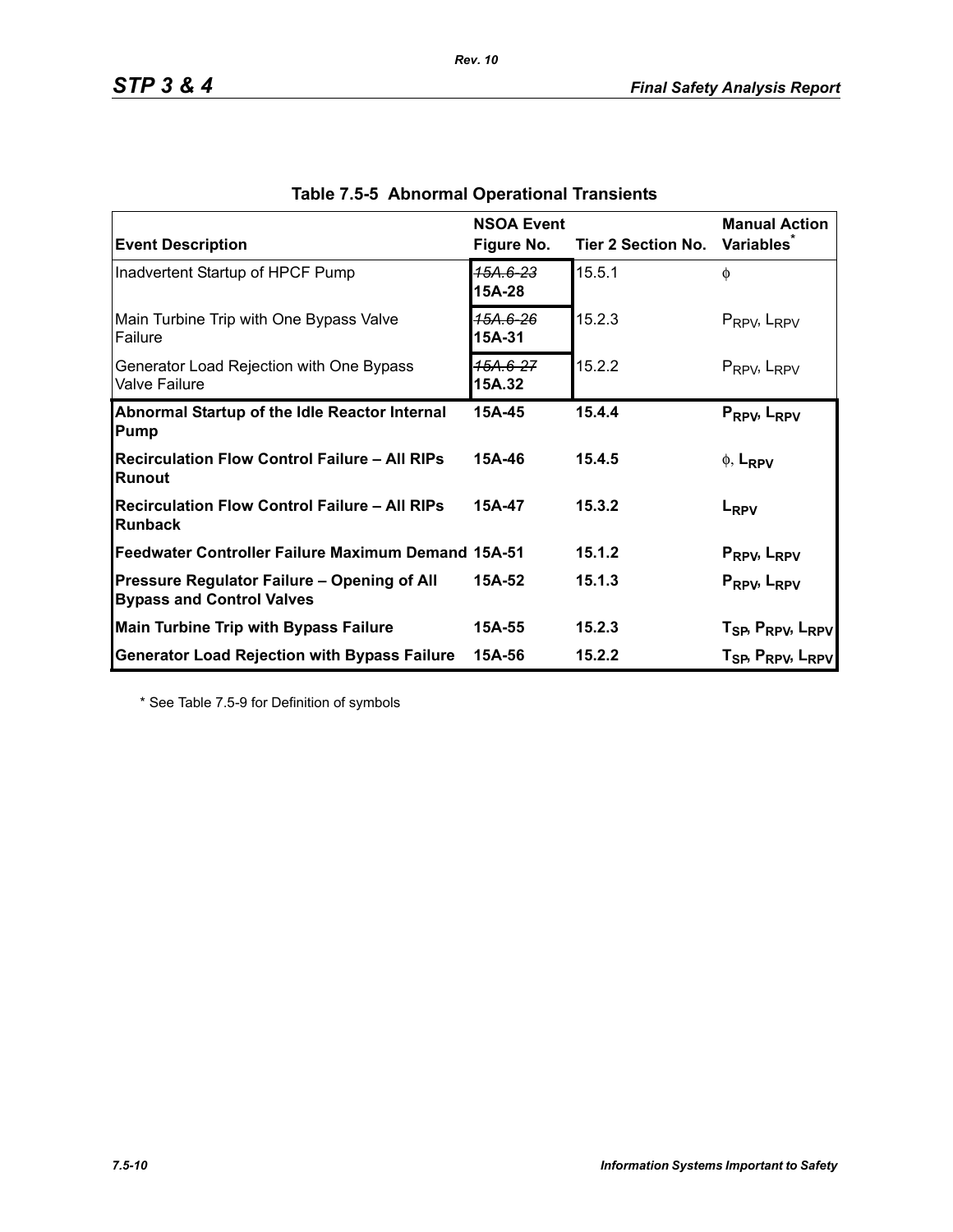**Table 7.5-5 Abnormal Operational Transients**

| Event Description | NSOA Event Figure No. | Tier 2 Section No. | Manual Action Variables* |
|---|---|---|---|
| Inadvertent Startup of HPCF Pump | ~~15A.6-23~~ **15A-28** | 15.5.1 | $\phi$ |
| Main Turbine Trip with One Bypass Valve Failure | ~~15A.6-26~~ **15A-31** | 15.2.3 | $P_{RPV}$, $L_{RPV}$ |
| Generator Load Rejection with One Bypass Valve Failure | ~~15A.6-27~~ **15A.32** | 15.2.2 | $P_{RPV}$, $L_{RPV}$ |
| **Abnormal Startup of the Idle Reactor Internal Pump** | **15A-45** | **15.4.4** | $\mathbf{P_{RPV}}$, $\mathbf{L_{RPV}}$ |
| **Recirculation Flow Control Failure – All RIPs Runout** | **15A-46** | **15.4.5** | $\phi$, $\mathbf{L_{RPV}}$ |
| **Recirculation Flow Control Failure – All RIPs Runback** | **15A-47** | **15.3.2** | $\mathbf{L_{RPV}}$ |
| **Feedwater Controller Failure Maximum Demand** | **15A-51** | **15.1.2** | $\mathbf{P_{RPV}}$, $\mathbf{L_{RPV}}$ |
| **Pressure Regulator Failure – Opening of All Bypass and Control Valves** | **15A-52** | **15.1.3** | $\mathbf{P_{RPV}}$, $\mathbf{L_{RPV}}$ |
| **Main Turbine Trip with Bypass Failure** | **15A-55** | **15.2.3** | $\mathbf{T_{SP}}$, $\mathbf{P_{RPV}}$, $\mathbf{L_{RPV}}$ |
| **Generator Load Rejection with Bypass Failure** | **15A-56** | **15.2.2** | $\mathbf{T_{SP}}$, $\mathbf{P_{RPV}}$, $\mathbf{L_{RPV}}$ |

\* See Table 7.5-9 for Definition of symbols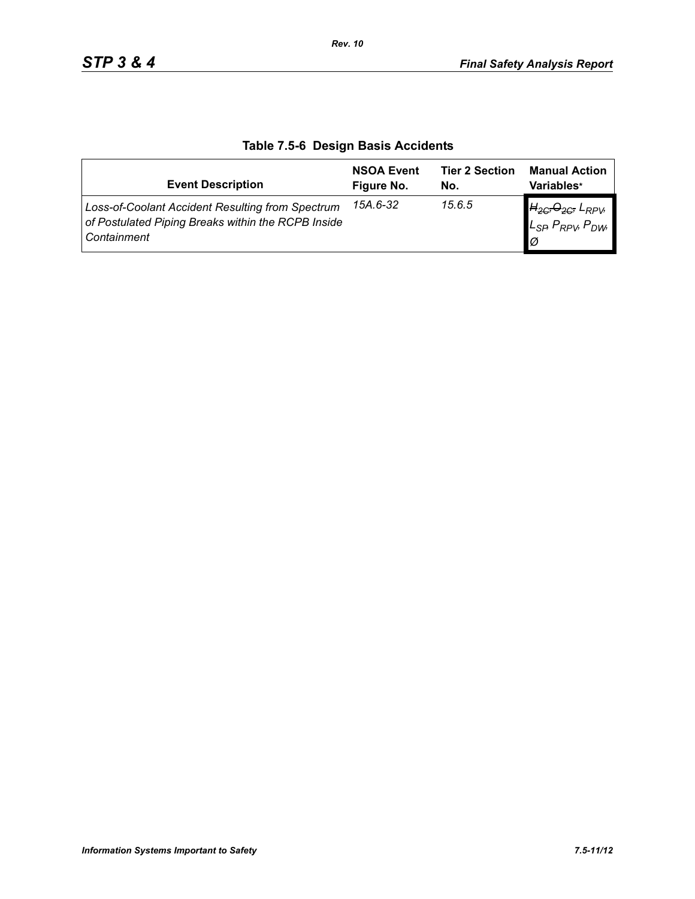## Table 7.5-6 Design Basis Accidents

| Event Description | NSOA Event Figure No. | Tier 2 Section No. | Manual Action Variables* |
|---|---|---|---|
| *Loss-of-Coolant Accident Resulting from Spectrum of Postulated Piping Breaks within the RCPB Inside Containment* | *15A.6-32* | *15.6.5* | ~~$H_{2C}$, $O_{2C}$,~~ $L_{RPV}$, $L_{SP}$, $P_{RPV}$, $P_{DW}$, Ø |